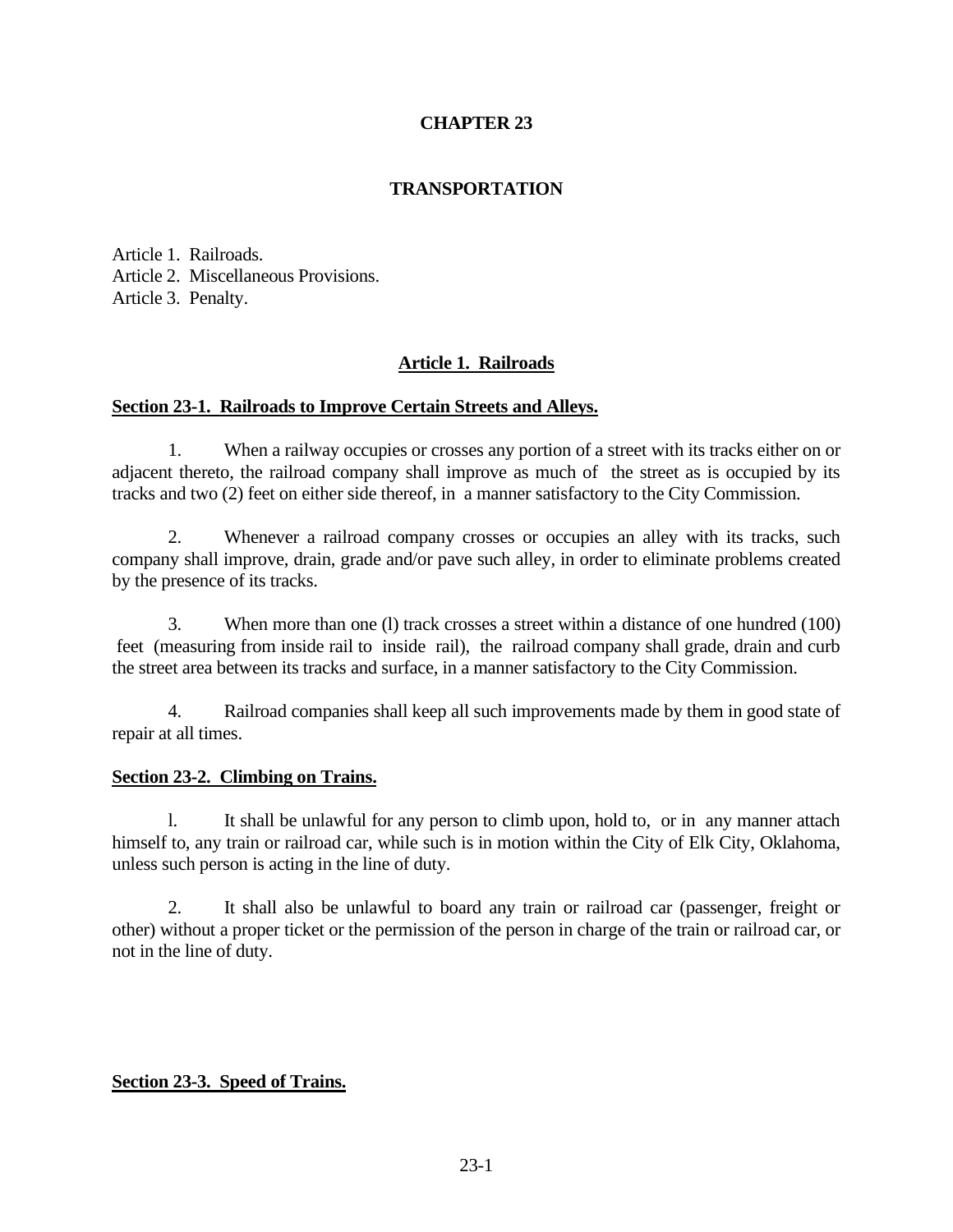# CHAPTER 23

## TRANSPORTATION

Article 1. Railroads.
Article 2. Miscellaneous Provisions.
Article 3. Penalty.

### Article 1. Railroads

**Section 23-1. Railroads to Improve Certain Streets and Alleys.**

1. When a railway occupies or crosses any portion of a street with its tracks either on or adjacent thereto, the railroad company shall improve as much of the street as is occupied by its tracks and two (2) feet on either side thereof, in a manner satisfactory to the City Commission.

2. Whenever a railroad company crosses or occupies an alley with its tracks, such company shall improve, drain, grade and/or pave such alley, in order to eliminate problems created by the presence of its tracks.

3. When more than one (l) track crosses a street within a distance of one hundred (100) feet (measuring from inside rail to inside rail), the railroad company shall grade, drain and curb the street area between its tracks and surface, in a manner satisfactory to the City Commission.

4. Railroad companies shall keep all such improvements made by them in good state of repair at all times.

**Section 23-2. Climbing on Trains.**

l. It shall be unlawful for any person to climb upon, hold to, or in any manner attach himself to, any train or railroad car, while such is in motion within the City of Elk City, Oklahoma, unless such person is acting in the line of duty.

2. It shall also be unlawful to board any train or railroad car (passenger, freight or other) without a proper ticket or the permission of the person in charge of the train or railroad car, or not in the line of duty.

**Section 23-3. Speed of Trains.**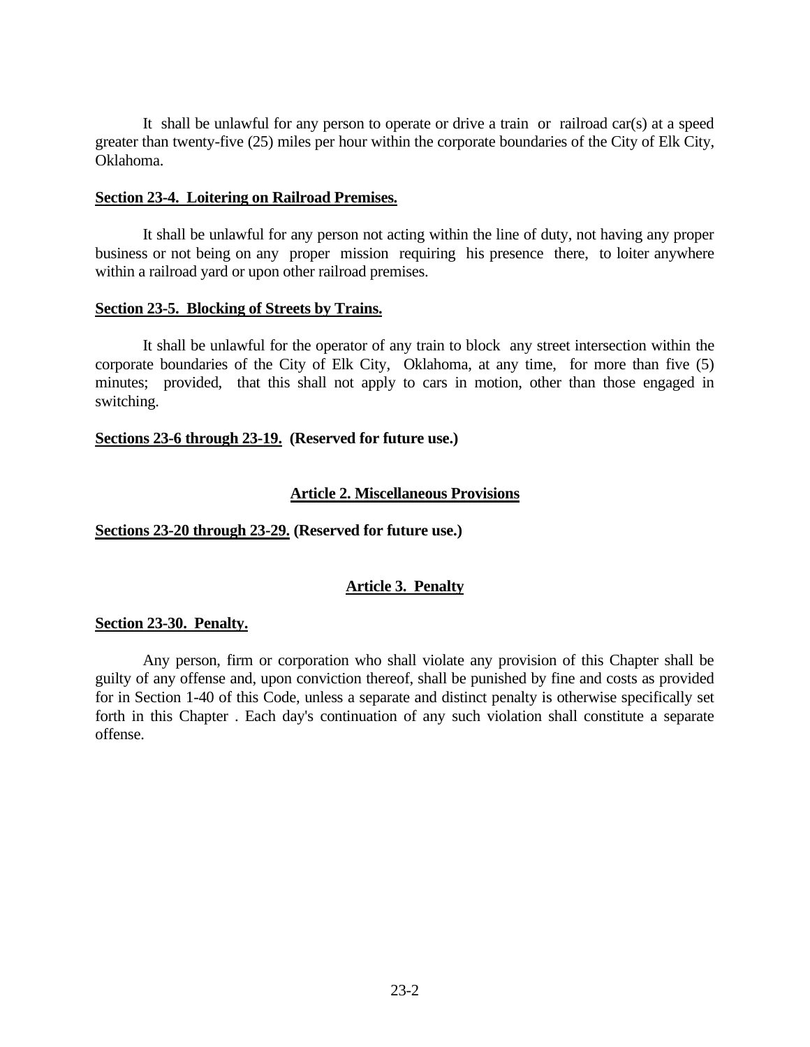It shall be unlawful for any person to operate or drive a train or railroad car(s) at a speed greater than twenty-five (25) miles per hour within the corporate boundaries of the City of Elk City, Oklahoma.

**Section 23-4. Loitering on Railroad Premises.**

It shall be unlawful for any person not acting within the line of duty, not having any proper business or not being on any proper mission requiring his presence there, to loiter anywhere within a railroad yard or upon other railroad premises.

**Section 23-5. Blocking of Streets by Trains.**

It shall be unlawful for the operator of any train to block any street intersection within the corporate boundaries of the City of Elk City, Oklahoma, at any time, for more than five (5) minutes; provided, that this shall not apply to cars in motion, other than those engaged in switching.

**Sections 23-6 through 23-19. (Reserved for future use.)**

## Article 2. Miscellaneous Provisions

**Sections 23-20 through 23-29. (Reserved for future use.)**

## Article 3. Penalty

**Section 23-30. Penalty.**

Any person, firm or corporation who shall violate any provision of this Chapter shall be guilty of any offense and, upon conviction thereof, shall be punished by fine and costs as provided for in Section 1-40 of this Code, unless a separate and distinct penalty is otherwise specifically set forth in this Chapter . Each day's continuation of any such violation shall constitute a separate offense.